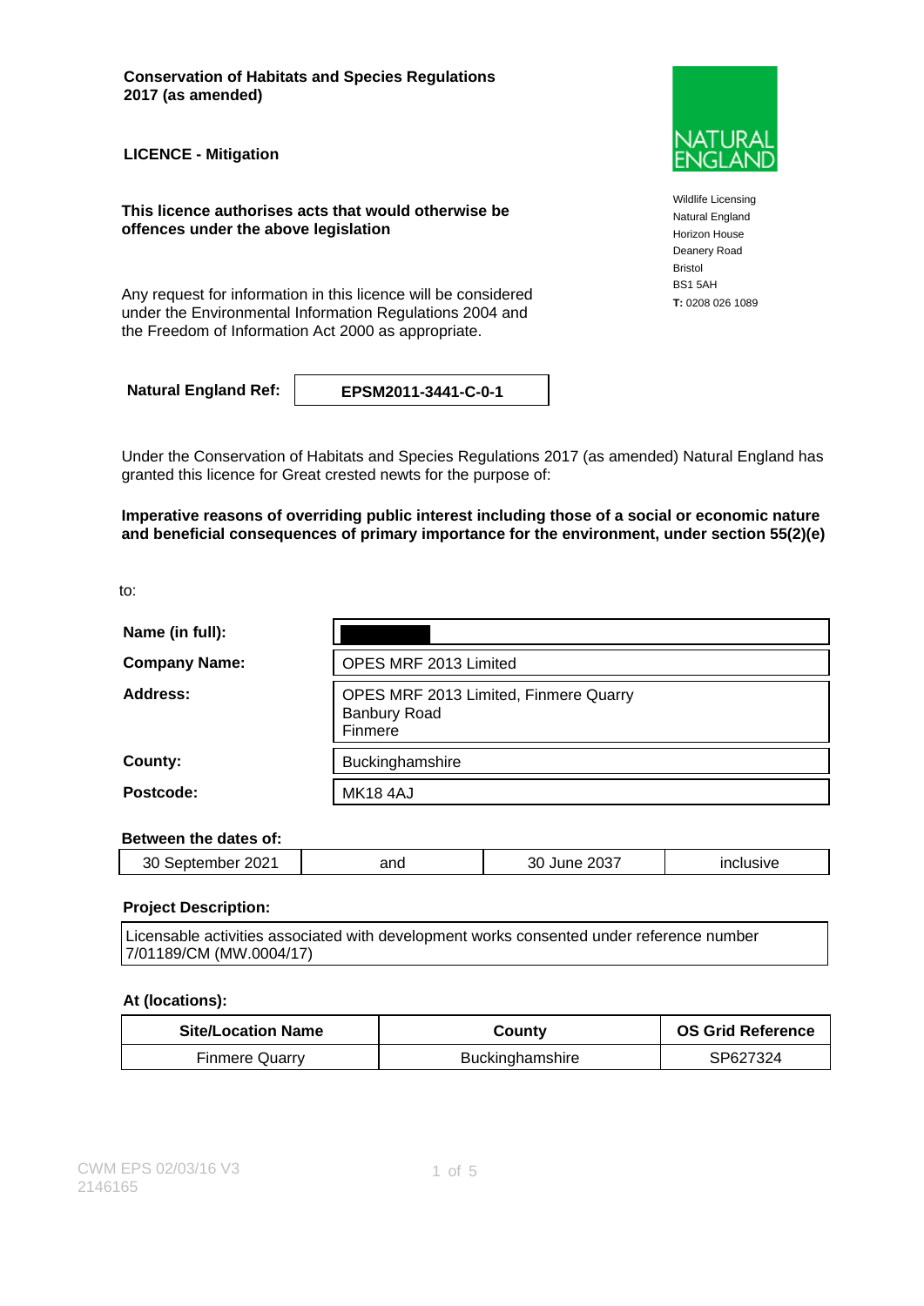**Conservation of Habitats and Species Regulations 2017 (as amended)**

**LICENCE - Mitigation**

**This licence authorises acts that would otherwise be offences under the above legislation**

Any request for information in this licence will be considered under the Environmental Information Regulations 2004 and the Freedom of Information Act 2000 as appropriate.

NATURAL ENGLAND

Wildlife Licensing
Natural England
Horizon House
Deanery Road
Bristol
BS1 5AH
**T:** 0208 026 1089

| **Natural England Ref:** | **EPSM2011-3441-C-0-1** |
|---|---|

Under the Conservation of Habitats and Species Regulations 2017 (as amended) Natural England has granted this licence for Great crested newts for the purpose of:

**Imperative reasons of overriding public interest including those of a social or economic nature and beneficial consequences of primary importance for the environment, under section 55(2)(e)**

to:

| | |
|---|---|
| **Name (in full):** | |
| **Company Name:** | OPES MRF 2013 Limited |
| **Address:** | OPES MRF 2013 Limited, Finmere Quarry<br>Banbury Road<br>Finmere |
| **County:** | Buckinghamshire |
| **Postcode:** | MK18 4AJ |

**Between the dates of:**

| 30 September 2021 | and | 30 June 2037 | inclusive |
|---|---|---|---|

**Project Description:**

Licensable activities associated with development works consented under reference number 7/01189/CM (MW.0004/17)

**At (locations):**

| Site/Location Name | County | OS Grid Reference |
|---|---|---|
| Finmere Quarry | Buckinghamshire | SP627324 |

CWM EPS 02/03/16 V3
2146165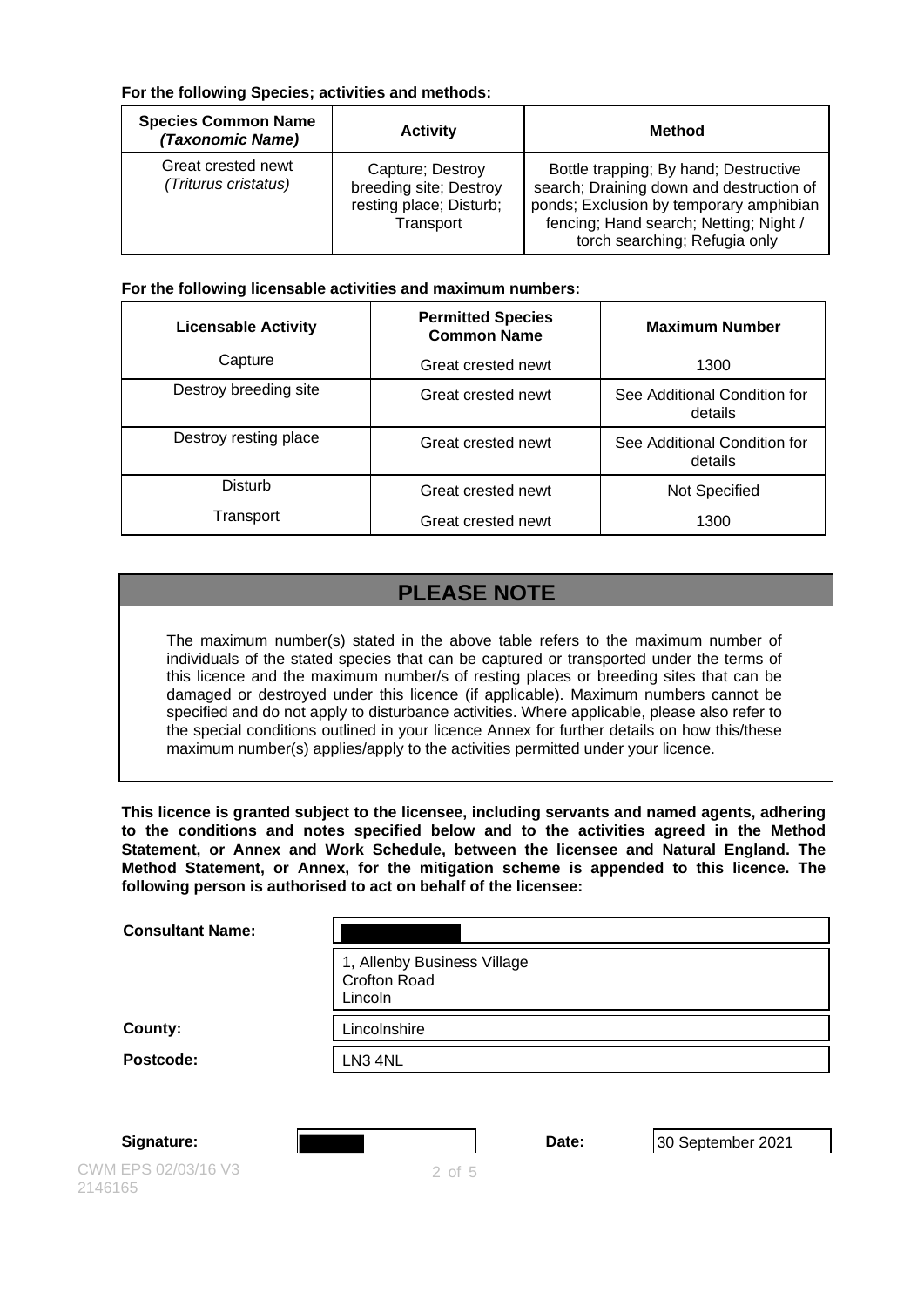**For the following Species; activities and methods:**

| Species Common Name *(Taxonomic Name)* | Activity | Method |
|---|---|---|
| Great crested newt *(Triturus cristatus)* | Capture; Destroy breeding site; Destroy resting place; Disturb; Transport | Bottle trapping; By hand; Destructive search; Draining down and destruction of ponds; Exclusion by temporary amphibian fencing; Hand search; Netting; Night / torch searching; Refugia only |

**For the following licensable activities and maximum numbers:**

| Licensable Activity | Permitted Species Common Name | Maximum Number |
|---|---|---|
| Capture | Great crested newt | 1300 |
| Destroy breeding site | Great crested newt | See Additional Condition for details |
| Destroy resting place | Great crested newt | See Additional Condition for details |
| Disturb | Great crested newt | Not Specified |
| Transport | Great crested newt | 1300 |

## PLEASE NOTE

The maximum number(s) stated in the above table refers to the maximum number of individuals of the stated species that can be captured or transported under the terms of this licence and the maximum number/s of resting places or breeding sites that can be damaged or destroyed under this licence (if applicable). Maximum numbers cannot be specified and do not apply to disturbance activities. Where applicable, please also refer to the special conditions outlined in your licence Annex for further details on how this/these maximum number(s) applies/apply to the activities permitted under your licence.

**This licence is granted subject to the licensee, including servants and named agents, adhering to the conditions and notes specified below and to the activities agreed in the Method Statement, or Annex and Work Schedule, between the licensee and Natural England. The Method Statement, or Annex, for the mitigation scheme is appended to this licence. The following person is authorised to act on behalf of the licensee:**

| | |
|---|---|
| **Consultant Name:** | |
| | 1, Allenby Business Village<br>Crofton Road<br>Lincoln |
| **County:** | Lincolnshire |
| **Postcode:** | LN3 4NL |

**Signature:** &nbsp;&nbsp;&nbsp;&nbsp; **Date:** 30 September 2021

CWM EPS 02/03/16 V3
2146165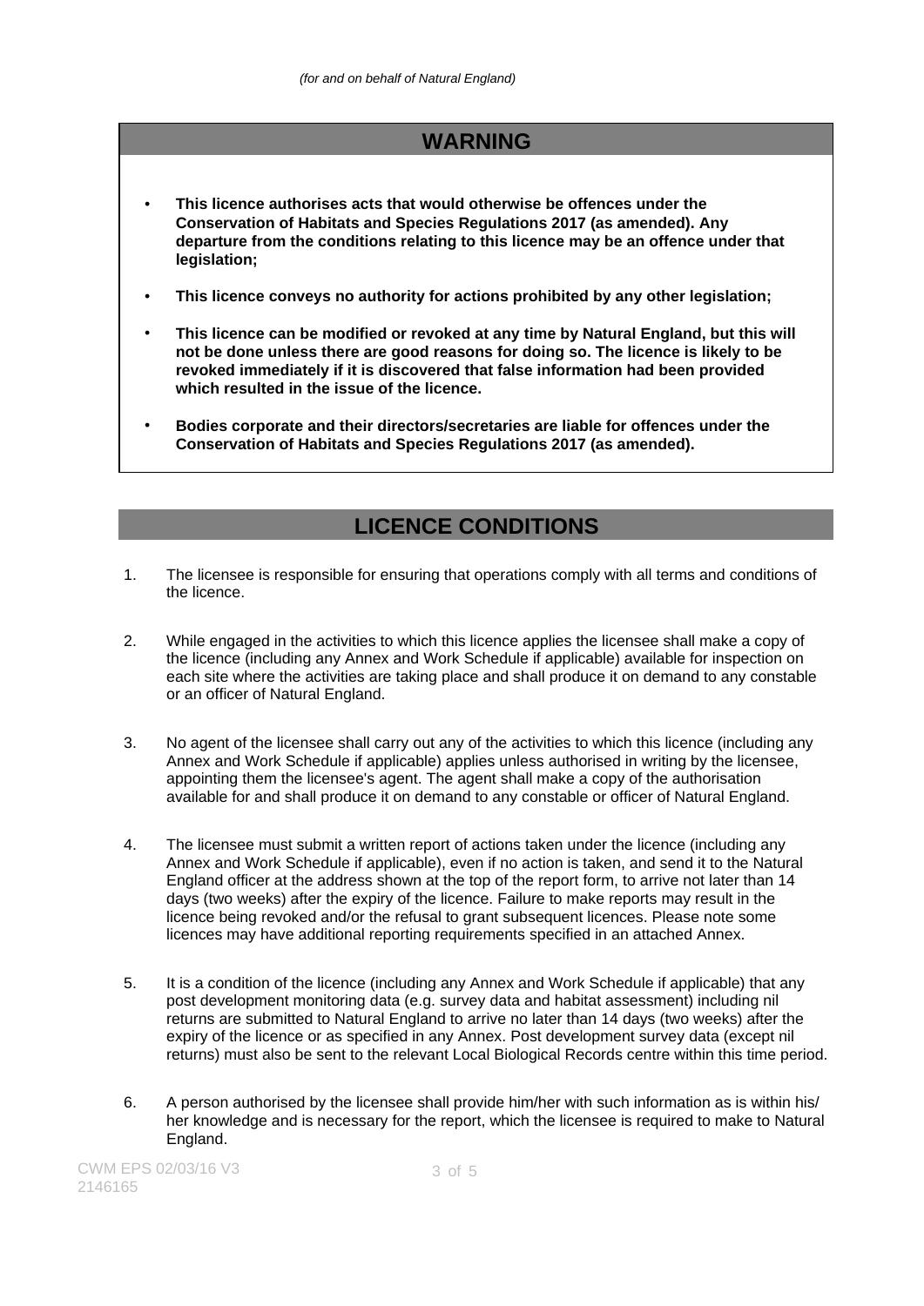*(for and on behalf of Natural England)*

## WARNING

- **This licence authorises acts that would otherwise be offences under the Conservation of Habitats and Species Regulations 2017 (as amended). Any departure from the conditions relating to this licence may be an offence under that legislation;**
- **This licence conveys no authority for actions prohibited by any other legislation;**
- **This licence can be modified or revoked at any time by Natural England, but this will not be done unless there are good reasons for doing so. The licence is likely to be revoked immediately if it is discovered that false information had been provided which resulted in the issue of the licence.**
- **Bodies corporate and their directors/secretaries are liable for offences under the Conservation of Habitats and Species Regulations 2017 (as amended).**

## LICENCE CONDITIONS

1. The licensee is responsible for ensuring that operations comply with all terms and conditions of the licence.

2. While engaged in the activities to which this licence applies the licensee shall make a copy of the licence (including any Annex and Work Schedule if applicable) available for inspection on each site where the activities are taking place and shall produce it on demand to any constable or an officer of Natural England.

3. No agent of the licensee shall carry out any of the activities to which this licence (including any Annex and Work Schedule if applicable) applies unless authorised in writing by the licensee, appointing them the licensee's agent. The agent shall make a copy of the authorisation available for and shall produce it on demand to any constable or officer of Natural England.

4. The licensee must submit a written report of actions taken under the licence (including any Annex and Work Schedule if applicable), even if no action is taken, and send it to the Natural England officer at the address shown at the top of the report form, to arrive not later than 14 days (two weeks) after the expiry of the licence. Failure to make reports may result in the licence being revoked and/or the refusal to grant subsequent licences. Please note some licences may have additional reporting requirements specified in an attached Annex.

5. It is a condition of the licence (including any Annex and Work Schedule if applicable) that any post development monitoring data (e.g. survey data and habitat assessment) including nil returns are submitted to Natural England to arrive no later than 14 days (two weeks) after the expiry of the licence or as specified in any Annex. Post development survey data (except nil returns) must also be sent to the relevant Local Biological Records centre within this time period.

6. A person authorised by the licensee shall provide him/her with such information as is within his/her knowledge and is necessary for the report, which the licensee is required to make to Natural England.

CWM EPS 02/03/16 V3
2146165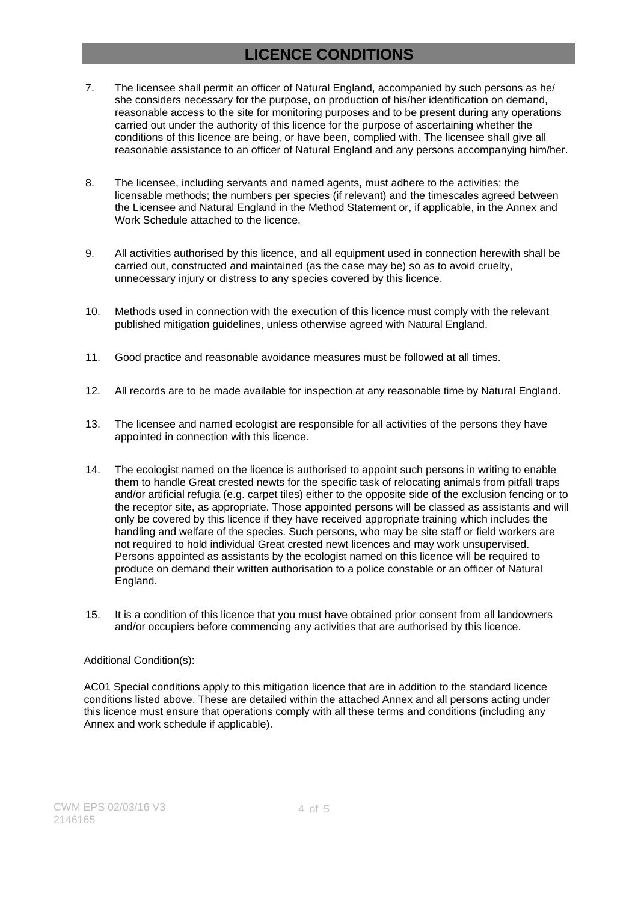# LICENCE CONDITIONS

7. The licensee shall permit an officer of Natural England, accompanied by such persons as he/ she considers necessary for the purpose, on production of his/her identification on demand, reasonable access to the site for monitoring purposes and to be present during any operations carried out under the authority of this licence for the purpose of ascertaining whether the conditions of this licence are being, or have been, complied with. The licensee shall give all reasonable assistance to an officer of Natural England and any persons accompanying him/her.

8. The licensee, including servants and named agents, must adhere to the activities; the licensable methods; the numbers per species (if relevant) and the timescales agreed between the Licensee and Natural England in the Method Statement or, if applicable, in the Annex and Work Schedule attached to the licence.

9. All activities authorised by this licence, and all equipment used in connection herewith shall be carried out, constructed and maintained (as the case may be) so as to avoid cruelty, unnecessary injury or distress to any species covered by this licence.

10. Methods used in connection with the execution of this licence must comply with the relevant published mitigation guidelines, unless otherwise agreed with Natural England.

11. Good practice and reasonable avoidance measures must be followed at all times.

12. All records are to be made available for inspection at any reasonable time by Natural England.

13. The licensee and named ecologist are responsible for all activities of the persons they have appointed in connection with this licence.

14. The ecologist named on the licence is authorised to appoint such persons in writing to enable them to handle Great crested newts for the specific task of relocating animals from pitfall traps and/or artificial refugia (e.g. carpet tiles) either to the opposite side of the exclusion fencing or to the receptor site, as appropriate. Those appointed persons will be classed as assistants and will only be covered by this licence if they have received appropriate training which includes the handling and welfare of the species. Such persons, who may be site staff or field workers are not required to hold individual Great crested newt licences and may work unsupervised. Persons appointed as assistants by the ecologist named on this licence will be required to produce on demand their written authorisation to a police constable or an officer of Natural England.

15. It is a condition of this licence that you must have obtained prior consent from all landowners and/or occupiers before commencing any activities that are authorised by this licence.

Additional Condition(s):

AC01 Special conditions apply to this mitigation licence that are in addition to the standard licence conditions listed above. These are detailed within the attached Annex and all persons acting under this licence must ensure that operations comply with all these terms and conditions (including any Annex and work schedule if applicable).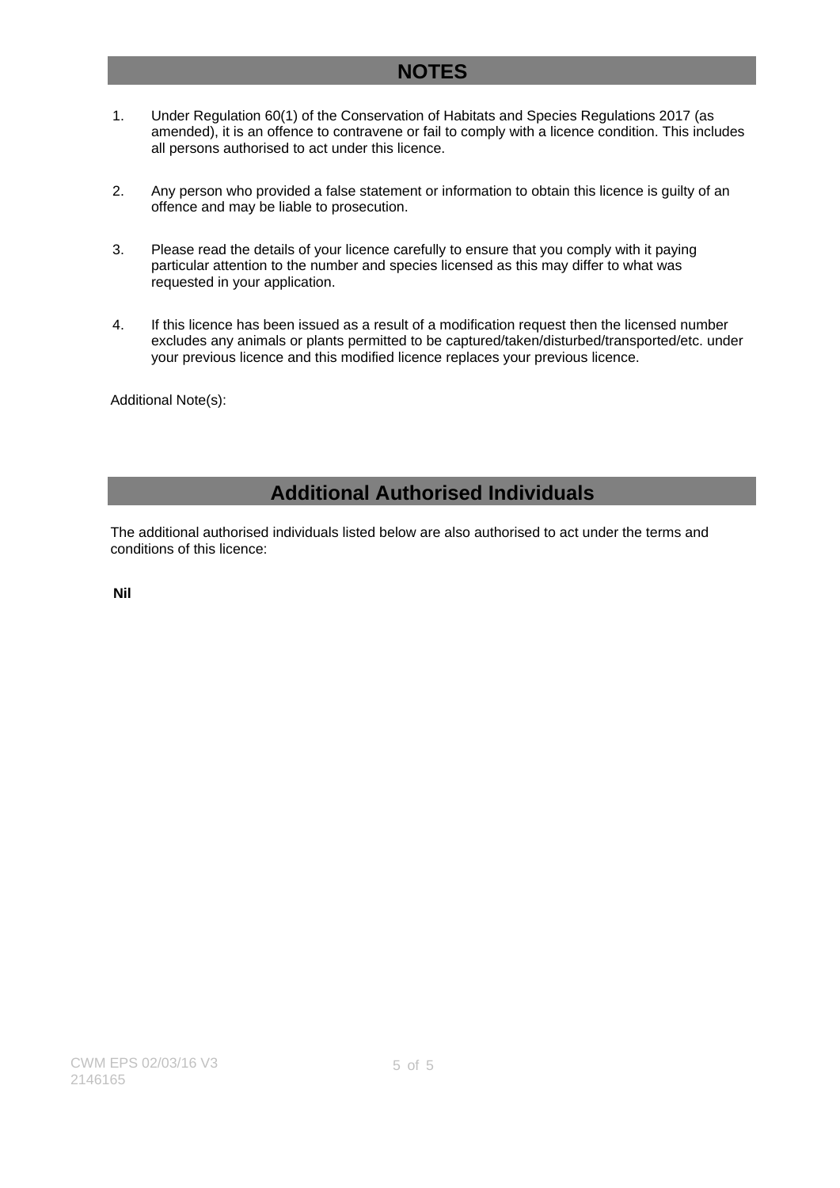## NOTES

1. Under Regulation 60(1) of the Conservation of Habitats and Species Regulations 2017 (as amended), it is an offence to contravene or fail to comply with a licence condition. This includes all persons authorised to act under this licence.

2. Any person who provided a false statement or information to obtain this licence is guilty of an offence and may be liable to prosecution.

3. Please read the details of your licence carefully to ensure that you comply with it paying particular attention to the number and species licensed as this may differ to what was requested in your application.

4. If this licence has been issued as a result of a modification request then the licensed number excludes any animals or plants permitted to be captured/taken/disturbed/transported/etc. under your previous licence and this modified licence replaces your previous licence.

Additional Note(s):

## Additional Authorised Individuals

The additional authorised individuals listed below are also authorised to act under the terms and conditions of this licence:

**Nil**

CWM EPS 02/03/16 V3
2146165